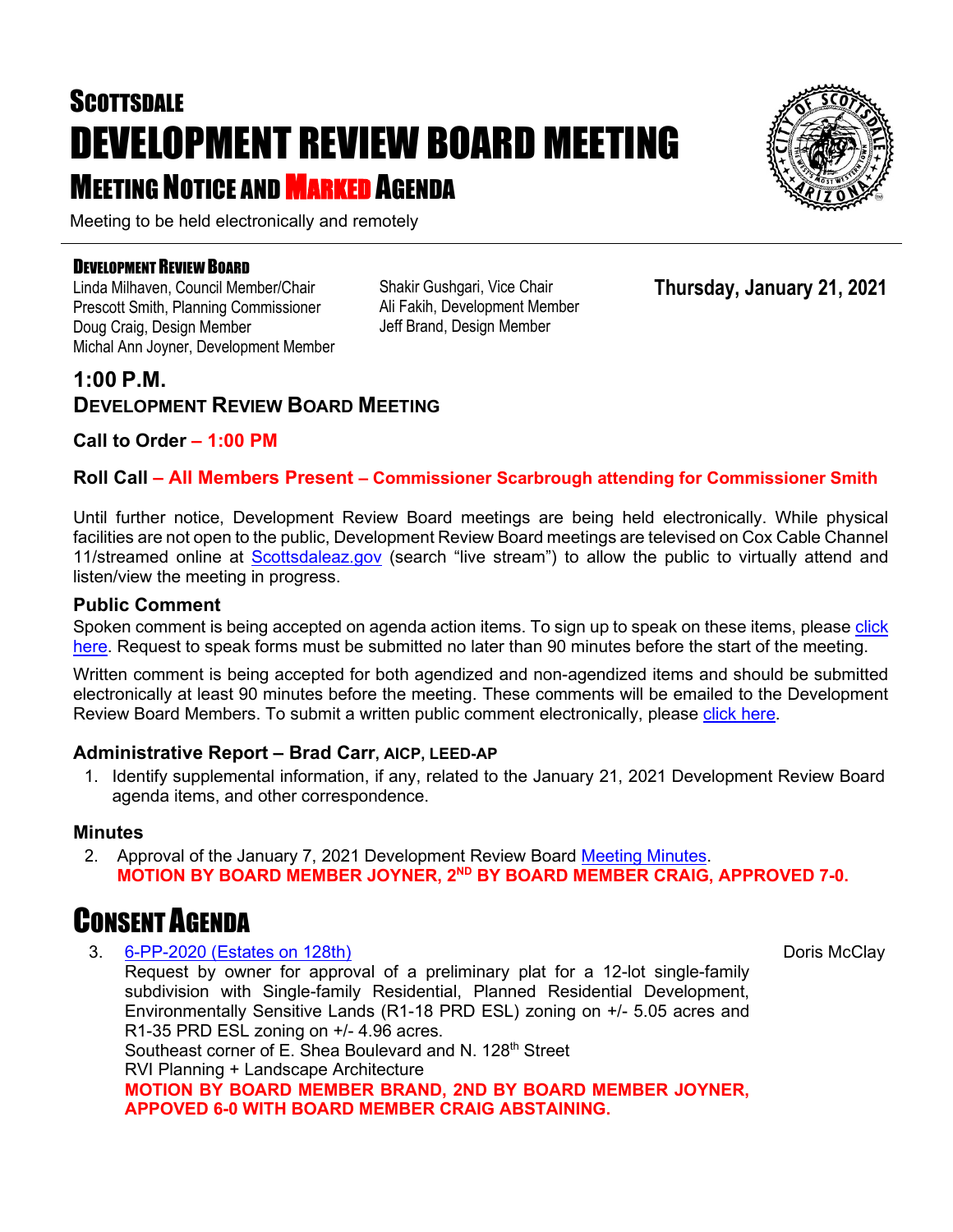# SCOTTSDALE
# DEVELOPMENT REVIEW BOARD MEETING
## MEETING NOTICE AND MARKED AGENDA

Meeting to be held electronically and remotely

### DEVELOPMENT REVIEW BOARD

Linda Milhaven, Council Member/Chair
Prescott Smith, Planning Commissioner
Doug Craig, Design Member
Michal Ann Joyner, Development Member
Shakir Gushgari, Vice Chair
Ali Fakih, Development Member
Jeff Brand, Design Member

**Thursday, January 21, 2021**

## 1:00 P.M.
## DEVELOPMENT REVIEW BOARD MEETING

**Call to Order – 1:00 PM**

**Roll Call – All Members Present – Commissioner Scarbrough attending for Commissioner Smith**

Until further notice, Development Review Board meetings are being held electronically. While physical facilities are not open to the public, Development Review Board meetings are televised on Cox Cable Channel 11/streamed online at Scottsdaleaz.gov (search "live stream") to allow the public to virtually attend and listen/view the meeting in progress.

### Public Comment

Spoken comment is being accepted on agenda action items. To sign up to speak on these items, please click here. Request to speak forms must be submitted no later than 90 minutes before the start of the meeting.

Written comment is being accepted for both agendized and non-agendized items and should be submitted electronically at least 90 minutes before the meeting. These comments will be emailed to the Development Review Board Members. To submit a written public comment electronically, please click here.

### Administrative Report – Brad Carr, AICP, LEED-AP

1. Identify supplemental information, if any, related to the January 21, 2021 Development Review Board agenda items, and other correspondence.

### Minutes

2. Approval of the January 7, 2021 Development Review Board Meeting Minutes.
   **MOTION BY BOARD MEMBER JOYNER, 2ND BY BOARD MEMBER CRAIG, APPROVED 7-0.**

# CONSENT AGENDA

3. 6-PP-2020 (Estates on 128th) — Doris McClay
   Request by owner for approval of a preliminary plat for a 12-lot single-family subdivision with Single-family Residential, Planned Residential Development, Environmentally Sensitive Lands (R1-18 PRD ESL) zoning on +/- 5.05 acres and R1-35 PRD ESL zoning on +/- 4.96 acres.
   Southeast corner of E. Shea Boulevard and N. 128th Street
   RVI Planning + Landscape Architecture
   **MOTION BY BOARD MEMBER BRAND, 2ND BY BOARD MEMBER JOYNER, APPOVED 6-0 WITH BOARD MEMBER CRAIG ABSTAINING.**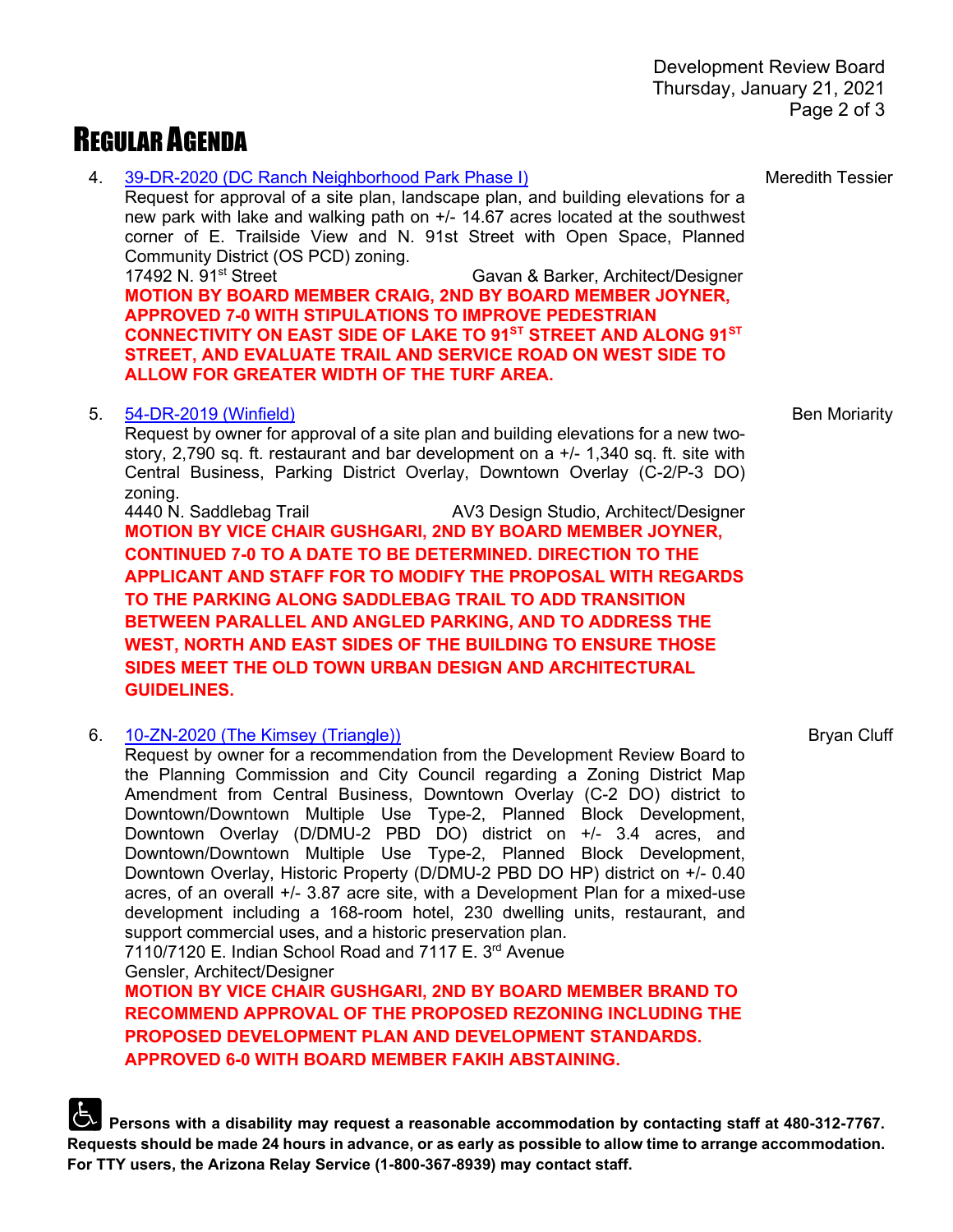# REGULAR AGENDA

4. [39-DR-2020 (DC Ranch Neighborhood Park Phase I)] — Meredith Tessier

   Request for approval of a site plan, landscape plan, and building elevations for a new park with lake and walking path on +/- 14.67 acres located at the southwest corner of E. Trailside View and N. 91st Street with Open Space, Planned Community District (OS PCD) zoning.

   17492 N. 91st Street — Gavan & Barker, Architect/Designer

   **MOTION BY BOARD MEMBER CRAIG, 2ND BY BOARD MEMBER JOYNER, APPROVED 7-0 WITH STIPULATIONS TO IMPROVE PEDESTRIAN CONNECTIVITY ON EAST SIDE OF LAKE TO 91ST STREET AND ALONG 91ST STREET, AND EVALUATE TRAIL AND SERVICE ROAD ON WEST SIDE TO ALLOW FOR GREATER WIDTH OF THE TURF AREA.**

5. [54-DR-2019 (Winfield)] — Ben Moriarty

   Request by owner for approval of a site plan and building elevations for a new two-story, 2,790 sq. ft. restaurant and bar development on a +/- 1,340 sq. ft. site with Central Business, Parking District Overlay, Downtown Overlay (C-2/P-3 DO) zoning.

   4440 N. Saddlebag Trail — AV3 Design Studio, Architect/Designer

   **MOTION BY VICE CHAIR GUSHGARI, 2ND BY BOARD MEMBER JOYNER, CONTINUED 7-0 TO A DATE TO BE DETERMINED. DIRECTION TO THE APPLICANT AND STAFF FOR TO MODIFY THE PROPOSAL WITH REGARDS TO THE PARKING ALONG SADDLEBAG TRAIL TO ADD TRANSITION BETWEEN PARALLEL AND ANGLED PARKING, AND TO ADDRESS THE WEST, NORTH AND EAST SIDES OF THE BUILDING TO ENSURE THOSE SIDES MEET THE OLD TOWN URBAN DESIGN AND ARCHITECTURAL GUIDELINES.**

6. [10-ZN-2020 (The Kimsey (Triangle))] — Bryan Cluff

   Request by owner for a recommendation from the Development Review Board to the Planning Commission and City Council regarding a Zoning District Map Amendment from Central Business, Downtown Overlay (C-2 DO) district to Downtown/Downtown Multiple Use Type-2, Planned Block Development, Downtown Overlay (D/DMU-2 PBD DO) district on +/- 3.4 acres, and Downtown/Downtown Multiple Use Type-2, Planned Block Development, Downtown Overlay, Historic Property (D/DMU-2 PBD DO HP) district on +/- 0.40 acres, of an overall +/- 3.87 acre site, with a Development Plan for a mixed-use development including a 168-room hotel, 230 dwelling units, restaurant, and support commercial uses, and a historic preservation plan.

   7110/7120 E. Indian School Road and 7117 E. 3rd Avenue

   Gensler, Architect/Designer

   **MOTION BY VICE CHAIR GUSHGARI, 2ND BY BOARD MEMBER BRAND TO RECOMMEND APPROVAL OF THE PROPOSED REZONING INCLUDING THE PROPOSED DEVELOPMENT PLAN AND DEVELOPMENT STANDARDS. APPROVED 6-0 WITH BOARD MEMBER FAKIH ABSTAINING.**

**Persons with a disability may request a reasonable accommodation by contacting staff at 480-312-7767. Requests should be made 24 hours in advance, or as early as possible to allow time to arrange accommodation. For TTY users, the Arizona Relay Service (1-800-367-8939) may contact staff.**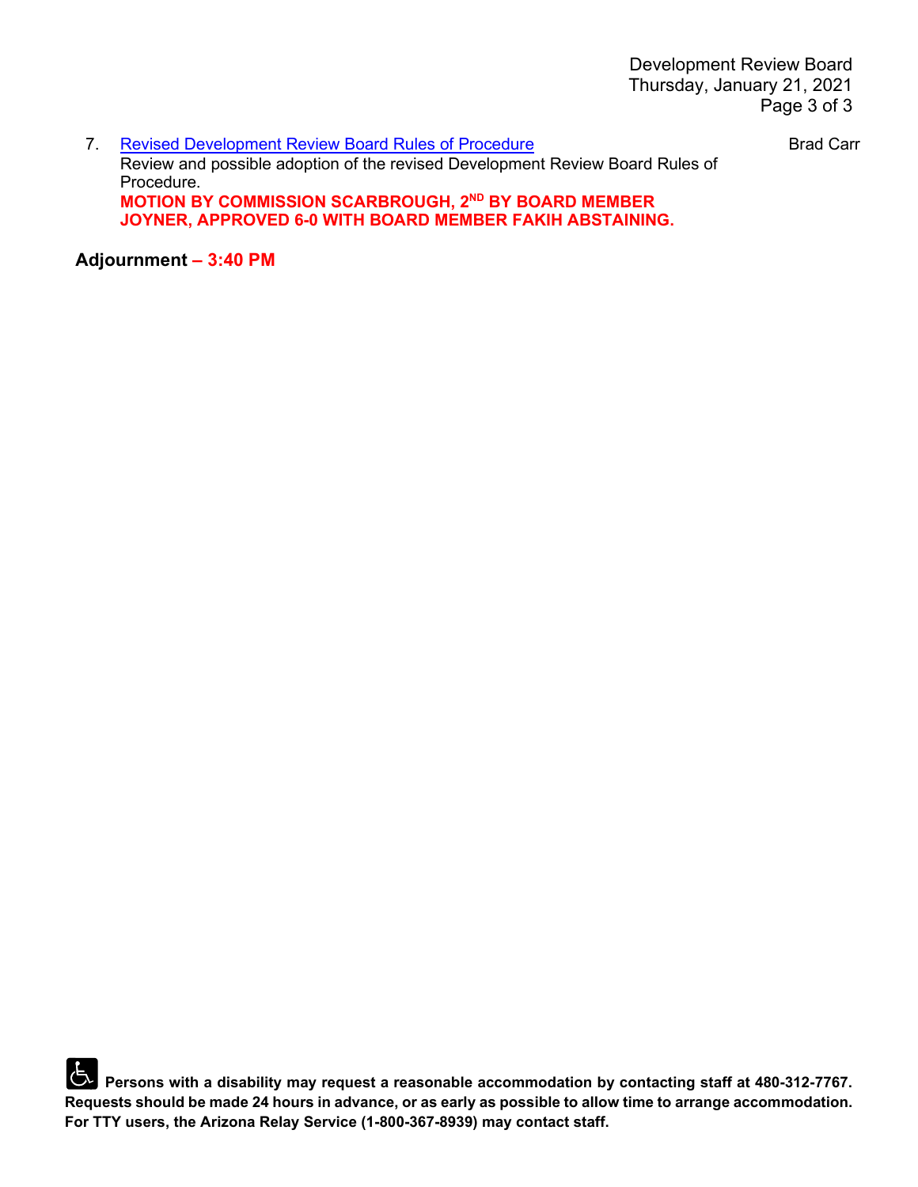7. [Revised Development Review Board Rules of Procedure] Brad Carr

   Review and possible adoption of the revised Development Review Board Rules of Procedure.

   **MOTION BY COMMISSION SCARBROUGH, 2ND BY BOARD MEMBER JOYNER, APPROVED 6-0 WITH BOARD MEMBER FAKIH ABSTAINING.**

**Adjournment – 3:40 PM**

**Persons with a disability may request a reasonable accommodation by contacting staff at 480-312-7767. Requests should be made 24 hours in advance, or as early as possible to allow time to arrange accommodation. For TTY users, the Arizona Relay Service (1-800-367-8939) may contact staff.**